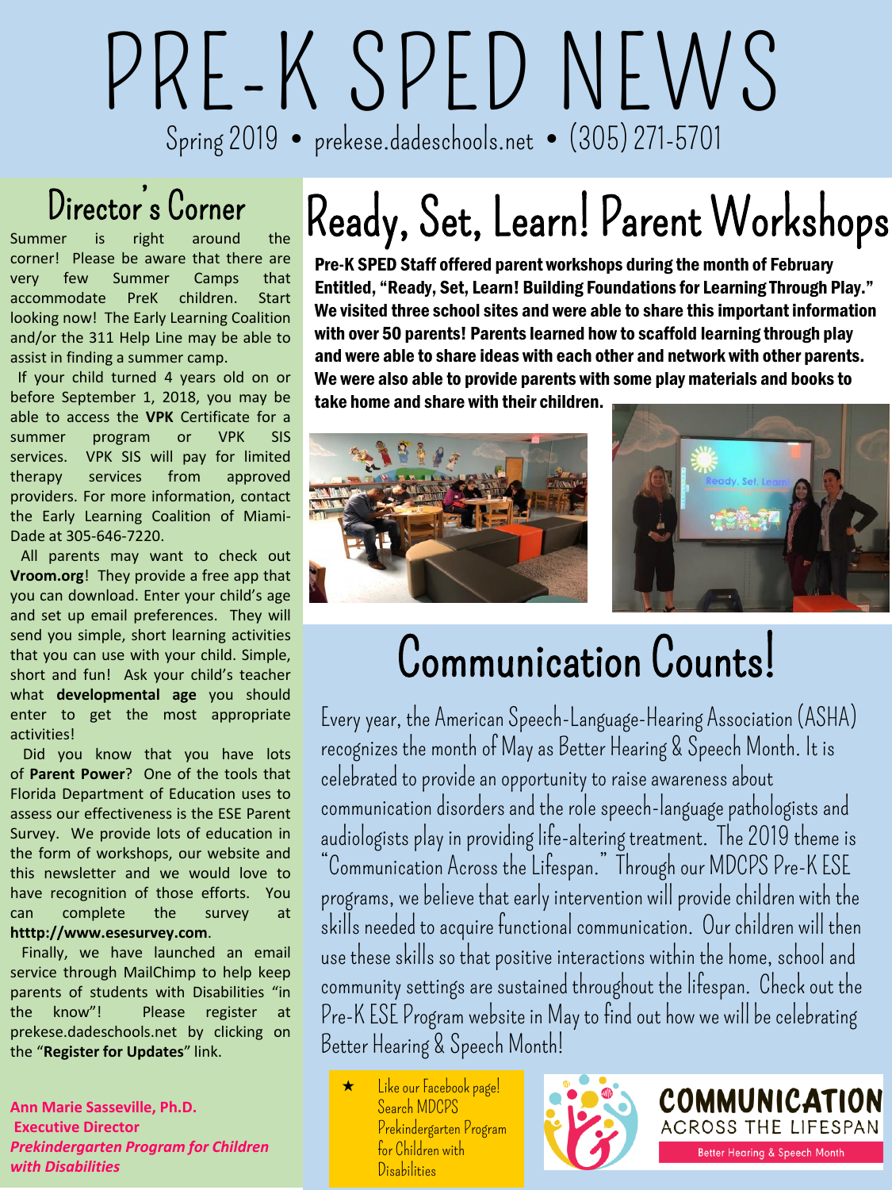# PRE-K SPED NEWS

Spring 2019 • prekese.dadeschools.net • (305) 271-5701

## Director's Corner

Summer is right around the corner! Please be aware that there are very few Summer Camps that accommodate PreK children. Start looking now! The Early Learning Coalition and/or the 311 Help Line may be able to assist in finding a summer camp.

If your child turned 4 years old on or before September 1, 2018, you may be able to access the **VPK** Certificate for a summer program or VPK SIS services. VPK SIS will pay for limited therapy services from approved providers. For more information, contact the Early Learning Coalition of Miami-Dade at 305-646-7220.

All parents may want to check out **Vroom.org**! They provide a free app that you can download. Enter your child's age and set up email preferences. They will send you simple, short learning activities that you can use with your child. Simple, short and fun! Ask your child's teacher what **developmental age** you should enter to get the most appropriate activities!

Did you know that you have lots of **Parent Power**? One of the tools that Florida Department of Education uses to assess our effectiveness is the ESE Parent Survey. We provide lots of education in the form of workshops, our website and this newsletter and we would love to have recognition of those efforts. You can complete the survey at **htttp://www.esesurvey.com**.

Finally, we have launched an email service through MailChimp to help keep parents of students with Disabilities "in the know"! Please register at prekese.dadeschools.net by clicking on the "**Register for Updates**" link.

**Ann Marie Sasseville, Ph.D.**
**Executive Director**
***Prekindergarten Program for Children with Disabilities***

## Ready, Set, Learn! Parent Workshops

**Pre-K SPED Staff offered parent workshops during the month of February Entitled, "Ready, Set, Learn! Building Foundations for Learning Through Play." We visited three school sites and were able to share this important information with over 50 parents! Parents learned how to scaffold learning through play and were able to share ideas with each other and network with other parents. We were also able to provide parents with some play materials and books to take home and share with their children.**

## Communication Counts!

Every year, the American Speech-Language-Hearing Association (ASHA) recognizes the month of May as Better Hearing & Speech Month. It is celebrated to provide an opportunity to raise awareness about communication disorders and the role speech-language pathologists and audiologists play in providing life-altering treatment. The 2019 theme is "Communication Across the Lifespan." Through our MDCPS Pre-K ESE programs, we believe that early intervention will provide children with the skills needed to acquire functional communication. Our children will then use these skills so that positive interactions within the home, school and community settings are sustained throughout the lifespan. Check out the Pre-K ESE Program website in May to find out how we will be celebrating Better Hearing & Speech Month!

★ Like our Facebook page! Search MDCPS Prekindergarten Program for Children with Disabilities

**COMMUNICATION**
ACROSS THE LIFESPAN
Better Hearing & Speech Month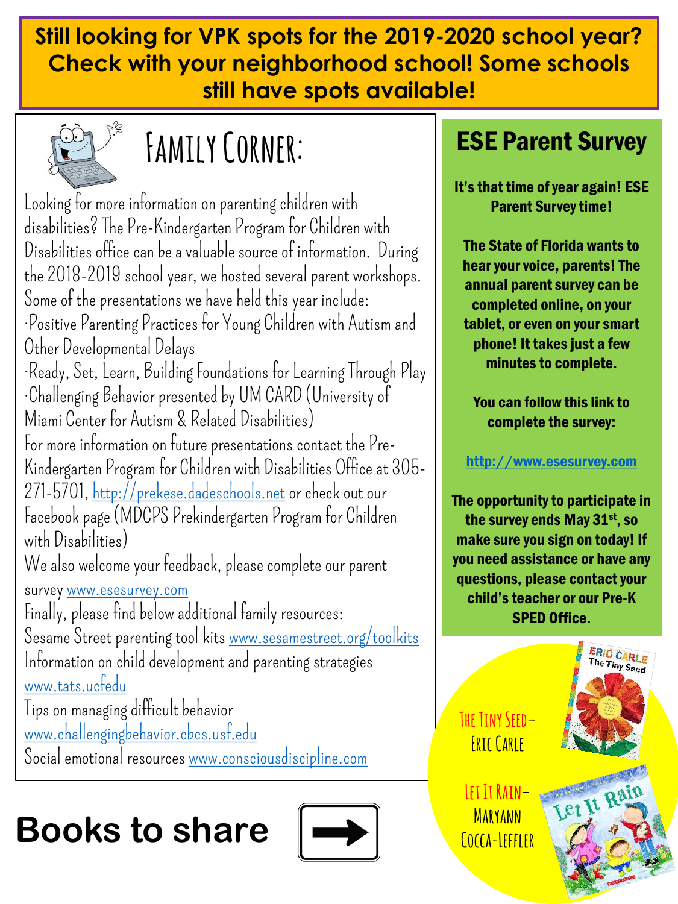**Still looking for VPK spots for the 2019-2020 school year? Check with your neighborhood school! Some schools still have spots available!**

# Family Corner:

Looking for more information on parenting children with disabilities? The Pre-Kindergarten Program for Children with Disabilities office can be a valuable source of information. During the 2018-2019 school year, we hosted several parent workshops. Some of the presentations we have held this year include:

·Positive Parenting Practices for Young Children with Autism and Other Developmental Delays

·Ready, Set, Learn, Building Foundations for Learning Through Play

·Challenging Behavior presented by UM CARD (University of Miami Center for Autism & Related Disabilities)

For more information on future presentations contact the Pre-Kindergarten Program for Children with Disabilities Office at 305-271-5701, http://prekese.dadeschools.net or check out our Facebook page (MDCPS Prekindergarten Program for Children with Disabilities)

We also welcome your feedback, please complete our parent survey www.esesurvey.com

Finally, please find below additional family resources:

Sesame Street parenting tool kits www.sesamestreet.org/toolkits

Information on child development and parenting strategies www.tats.ucfedu

Tips on managing difficult behavior www.challengingbehavior.cbcs.usf.edu

Social emotional resources www.consciousdiscipline.com

## ESE Parent Survey

**It's that time of year again! ESE Parent Survey time!**

**The State of Florida wants to hear your voice, parents! The annual parent survey can be completed online, on your tablet, or even on your smart phone! It takes just a few minutes to complete.**

**You can follow this link to complete the survey:**

**http://www.esesurvey.com**

**The opportunity to participate in the survey ends May 31st, so make sure you sign on today! If you need assistance or have any questions, please contact your child's teacher or our Pre-K SPED Office.**

# Books to share

The Tiny Seed– Eric Carle

Let It Rain– Maryann Cocca-Leffler